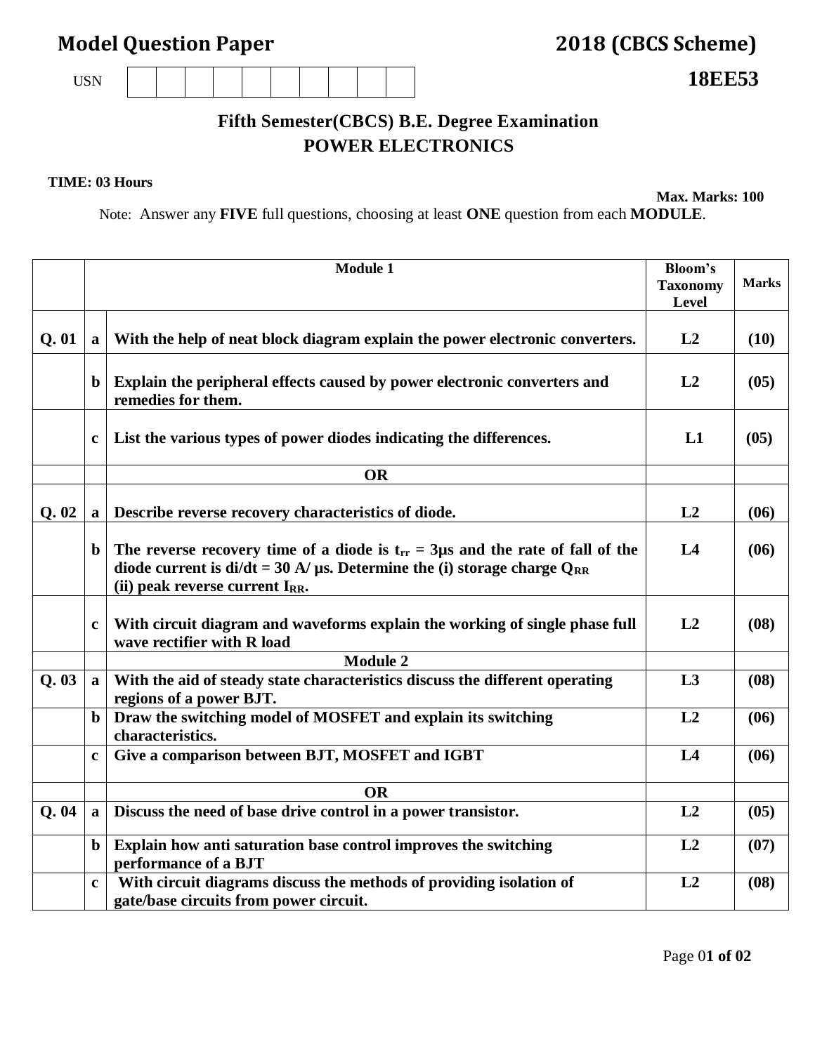**Model Question Paper** **2018 (CBCS Scheme)**

USN | | | | | | | | | |

**18EE53**

## Fifth Semester(CBCS) B.E. Degree Examination

## POWER ELECTRONICS

**TIME: 03 Hours**

**Max. Marks: 100**

Note: Answer any **FIVE** full questions, choosing at least **ONE** question from each **MODULE**.

| | | Module 1 | Bloom's Taxonomy Level | Marks |
|---|---|---|---|---|
| **Q. 01** | **a** | **With the help of neat block diagram explain the power electronic converters.** | **L2** | **(10)** |
| | **b** | **Explain the peripheral effects caused by power electronic converters and remedies for them.** | **L2** | **(05)** |
| | **c** | **List the various types of power diodes indicating the differences.** | **L1** | **(05)** |
| | | **OR** | | |
| **Q. 02** | **a** | **Describe reverse recovery characteristics of diode.** | **L2** | **(06)** |
| | **b** | **The reverse recovery time of a diode is $t_{rr}$ = 3μs and the rate of fall of the diode current is di/dt = 30 A/ μs. Determine the (i) storage charge $Q_{RR}$ (ii) peak reverse current $I_{RR}$.** | **L4** | **(06)** |
| | **c** | **With circuit diagram and waveforms explain the working of single phase full wave rectifier with R load** | **L2** | **(08)** |
| | | **Module 2** | | |
| **Q. 03** | **a** | **With the aid of steady state characteristics discuss the different operating regions of a power BJT.** | **L3** | **(08)** |
| | **b** | **Draw the switching model of MOSFET and explain its switching characteristics.** | **L2** | **(06)** |
| | **c** | **Give a comparison between BJT, MOSFET and IGBT** | **L4** | **(06)** |
| | | **OR** | | |
| **Q. 04** | **a** | **Discuss the need of base drive control in a power transistor.** | **L2** | **(05)** |
| | **b** | **Explain how anti saturation base control improves the switching performance of a BJT** | **L2** | **(07)** |
| | **c** | **With circuit diagrams discuss the methods of providing isolation of gate/base circuits from power circuit.** | **L2** | **(08)** |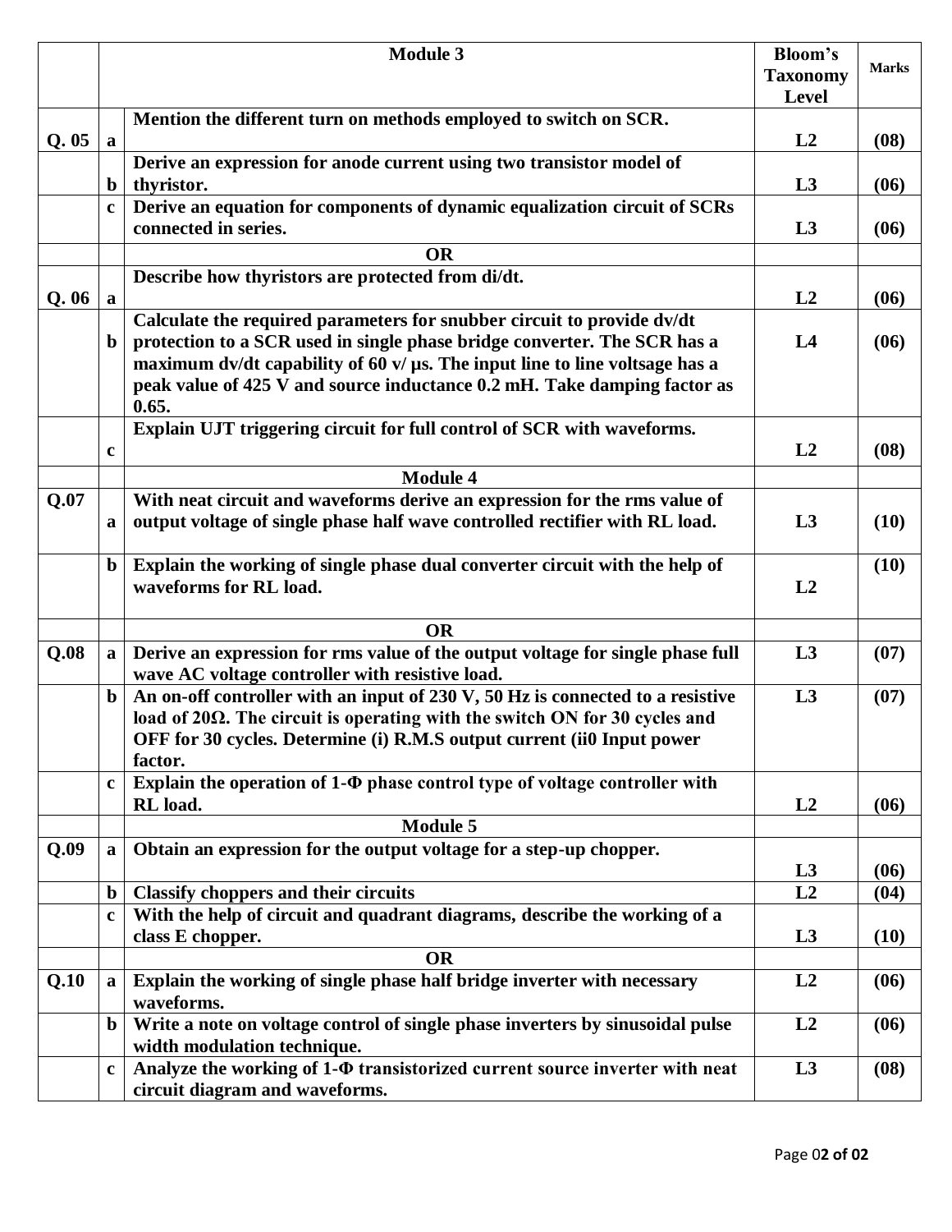| | | Module 3 | Bloom's Taxonomy Level | Marks |
|---|---|---|---|---|
| Q. 05 | a | Mention the different turn on methods employed to switch on SCR. | L2 | (08) |
| | b | Derive an expression for anode current using two transistor model of thyristor. | L3 | (06) |
| | c | Derive an equation for components of dynamic equalization circuit of SCRs connected in series. | L3 | (06) |
| | | OR | | |
| Q. 06 | a | Describe how thyristors are protected from di/dt. | L2 | (06) |
| | b | Calculate the required parameters for snubber circuit to provide dv/dt protection to a SCR used in single phase bridge converter. The SCR has a maximum dv/dt capability of 60 v/ µs. The input line to line voltsage has a peak value of 425 V and source inductance 0.2 mH. Take damping factor as 0.65. | L4 | (06) |
| | c | Explain UJT triggering circuit for full control of SCR with waveforms. | L2 | (08) |
| | | Module 4 | | |
| Q.07 | a | With neat circuit and waveforms derive an expression for the rms value of output voltage of single phase half wave controlled rectifier with RL load. | L3 | (10) |
| | b | Explain the working of single phase dual converter circuit with the help of waveforms for RL load. | L2 | (10) |
| | | OR | | |
| Q.08 | a | Derive an expression for rms value of the output voltage for single phase full wave AC voltage controller with resistive load. | L3 | (07) |
| | b | An on-off controller with an input of 230 V, 50 Hz is connected to a resistive load of 20Ω. The circuit is operating with the switch ON for 30 cycles and OFF for 30 cycles. Determine (i) R.M.S output current (ii0 Input power factor. | L3 | (07) |
| | c | Explain the operation of 1-Φ phase control type of voltage controller with RL load. | L2 | (06) |
| | | Module 5 | | |
| Q.09 | a | Obtain an expression for the output voltage for a step-up chopper. | L3 | (06) |
| | b | Classify choppers and their circuits | L2 | (04) |
| | c | With the help of circuit and quadrant diagrams, describe the working of a class E chopper. | L3 | (10) |
| | | OR | | |
| Q.10 | a | Explain the working of single phase half bridge inverter with necessary waveforms. | L2 | (06) |
| | b | Write a note on voltage control of single phase inverters by sinusoidal pulse width modulation technique. | L2 | (06) |
| | c | Analyze the working of 1-Φ transistorized current source inverter with neat circuit diagram and waveforms. | L3 | (08) |